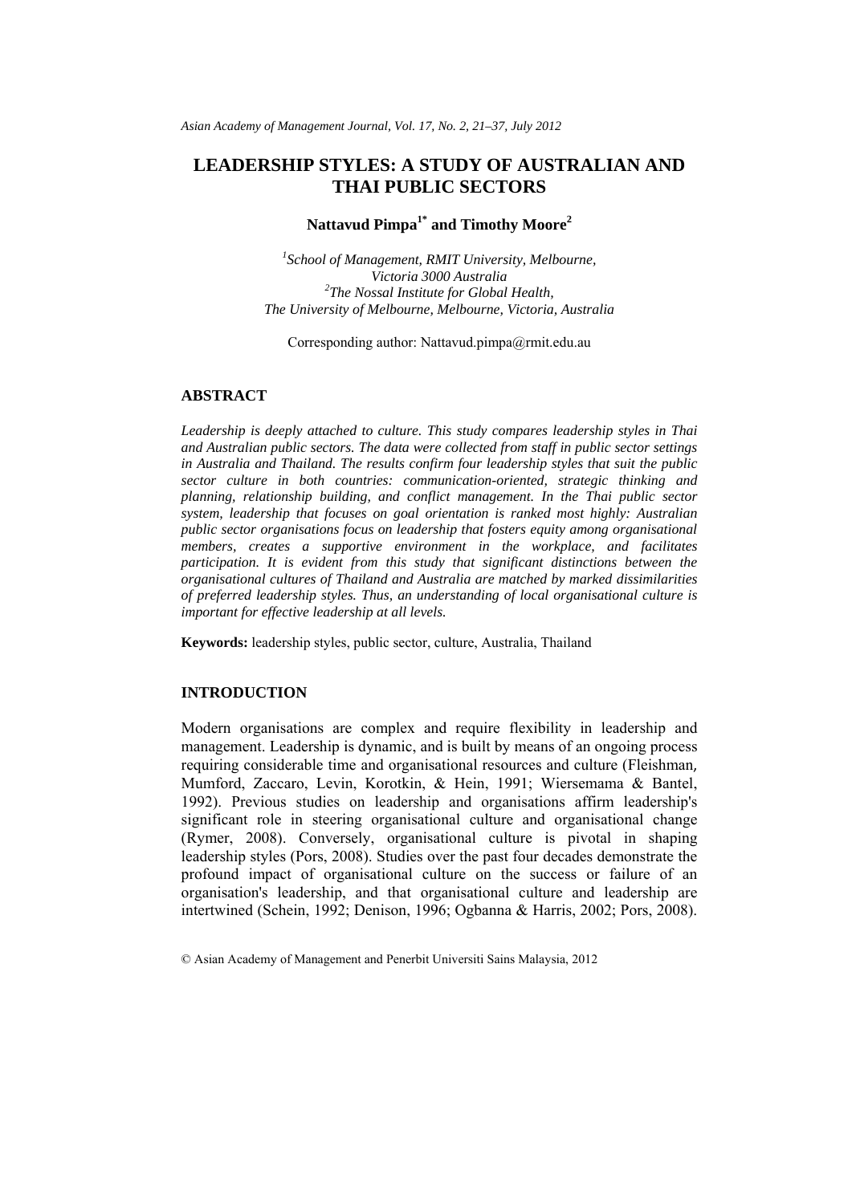# LEADERSHIP STYLES: A STUDY OF AUSTRALIAN AND THAI PUBLIC SECTORS

**Nattavud Pimpa[1*] and Timothy Moore[2]**

[1]*School of Management, RMIT University, Melbourne, Victoria 3000 Australia*
[2]*The Nossal Institute for Global Health, The University of Melbourne, Melbourne, Victoria, Australia*

Corresponding author: Nattavud.pimpa@rmit.edu.au

## ABSTRACT

*Leadership is deeply attached to culture. This study compares leadership styles in Thai and Australian public sectors. The data were collected from staff in public sector settings in Australia and Thailand. The results confirm four leadership styles that suit the public sector culture in both countries: communication-oriented, strategic thinking and planning, relationship building, and conflict management. In the Thai public sector system, leadership that focuses on goal orientation is ranked most highly: Australian public sector organisations focus on leadership that fosters equity among organisational members, creates a supportive environment in the workplace, and facilitates participation. It is evident from this study that significant distinctions between the organisational cultures of Thailand and Australia are matched by marked dissimilarities of preferred leadership styles. Thus, an understanding of local organisational culture is important for effective leadership at all levels.*

**Keywords:** leadership styles, public sector, culture, Australia, Thailand

## INTRODUCTION

Modern organisations are complex and require flexibility in leadership and management. Leadership is dynamic, and is built by means of an ongoing process requiring considerable time and organisational resources and culture (Fleishman, Mumford, Zaccaro, Levin, Korotkin, & Hein, 1991; Wiersemama & Bantel, 1992). Previous studies on leadership and organisations affirm leadership's significant role in steering organisational culture and organisational change (Rymer, 2008). Conversely, organisational culture is pivotal in shaping leadership styles (Pors, 2008). Studies over the past four decades demonstrate the profound impact of organisational culture on the success or failure of an organisation's leadership, and that organisational culture and leadership are intertwined (Schein, 1992; Denison, 1996; Ogbanna & Harris, 2002; Pors, 2008).

© Asian Academy of Management and Penerbit Universiti Sains Malaysia, 2012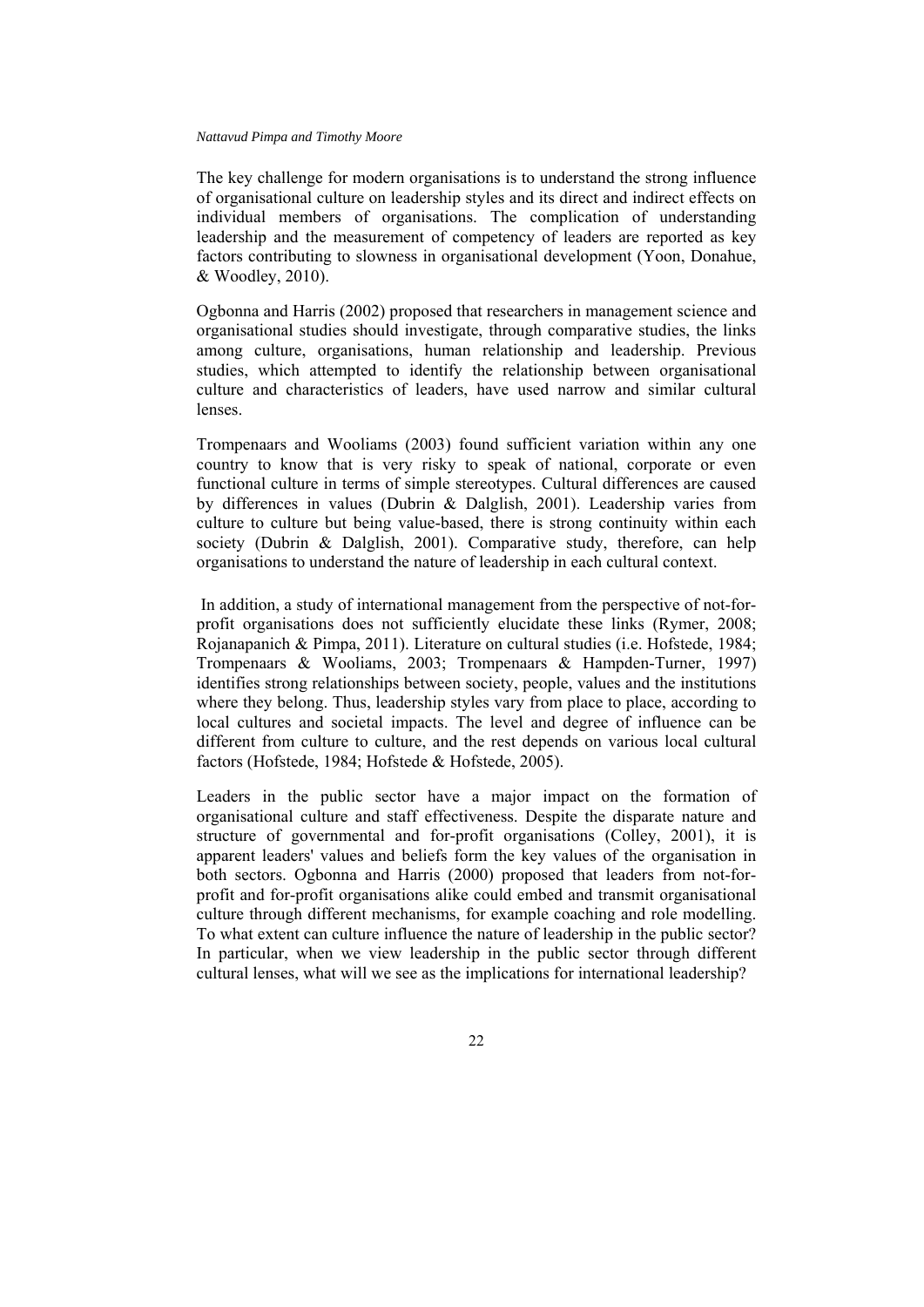The key challenge for modern organisations is to understand the strong influence of organisational culture on leadership styles and its direct and indirect effects on individual members of organisations. The complication of understanding leadership and the measurement of competency of leaders are reported as key factors contributing to slowness in organisational development (Yoon, Donahue, & Woodley, 2010).

Ogbonna and Harris (2002) proposed that researchers in management science and organisational studies should investigate, through comparative studies, the links among culture, organisations, human relationship and leadership. Previous studies, which attempted to identify the relationship between organisational culture and characteristics of leaders, have used narrow and similar cultural lenses.

Trompenaars and Wooliams (2003) found sufficient variation within any one country to know that is very risky to speak of national, corporate or even functional culture in terms of simple stereotypes. Cultural differences are caused by differences in values (Dubrin & Dalglish, 2001). Leadership varies from culture to culture but being value-based, there is strong continuity within each society (Dubrin & Dalglish, 2001). Comparative study, therefore, can help organisations to understand the nature of leadership in each cultural context.

In addition, a study of international management from the perspective of not-for-profit organisations does not sufficiently elucidate these links (Rymer, 2008; Rojanapanich & Pimpa, 2011). Literature on cultural studies (i.e. Hofstede, 1984; Trompenaars & Wooliams, 2003; Trompenaars & Hampden-Turner, 1997) identifies strong relationships between society, people, values and the institutions where they belong. Thus, leadership styles vary from place to place, according to local cultures and societal impacts. The level and degree of influence can be different from culture to culture, and the rest depends on various local cultural factors (Hofstede, 1984; Hofstede & Hofstede, 2005).

Leaders in the public sector have a major impact on the formation of organisational culture and staff effectiveness. Despite the disparate nature and structure of governmental and for-profit organisations (Colley, 2001), it is apparent leaders' values and beliefs form the key values of the organisation in both sectors. Ogbonna and Harris (2000) proposed that leaders from not-for-profit and for-profit organisations alike could embed and transmit organisational culture through different mechanisms, for example coaching and role modelling. To what extent can culture influence the nature of leadership in the public sector? In particular, when we view leadership in the public sector through different cultural lenses, what will we see as the implications for international leadership?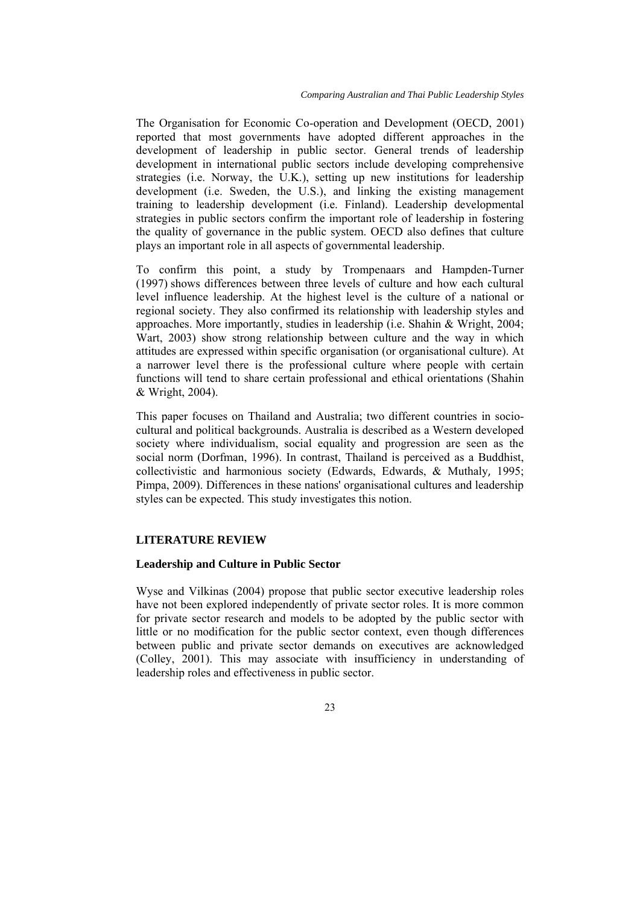The Organisation for Economic Co-operation and Development (OECD, 2001) reported that most governments have adopted different approaches in the development of leadership in public sector. General trends of leadership development in international public sectors include developing comprehensive strategies (i.e. Norway, the U.K.), setting up new institutions for leadership development (i.e. Sweden, the U.S.), and linking the existing management training to leadership development (i.e. Finland). Leadership developmental strategies in public sectors confirm the important role of leadership in fostering the quality of governance in the public system. OECD also defines that culture plays an important role in all aspects of governmental leadership.

To confirm this point, a study by Trompenaars and Hampden-Turner (1997) shows differences between three levels of culture and how each cultural level influence leadership. At the highest level is the culture of a national or regional society. They also confirmed its relationship with leadership styles and approaches. More importantly, studies in leadership (i.e. Shahin & Wright, 2004; Wart, 2003) show strong relationship between culture and the way in which attitudes are expressed within specific organisation (or organisational culture). At a narrower level there is the professional culture where people with certain functions will tend to share certain professional and ethical orientations (Shahin & Wright, 2004).

This paper focuses on Thailand and Australia; two different countries in socio-cultural and political backgrounds. Australia is described as a Western developed society where individualism, social equality and progression are seen as the social norm (Dorfman, 1996). In contrast, Thailand is perceived as a Buddhist, collectivistic and harmonious society (Edwards, Edwards, & Muthaly, 1995; Pimpa, 2009). Differences in these nations' organisational cultures and leadership styles can be expected. This study investigates this notion.

## LITERATURE REVIEW

### Leadership and Culture in Public Sector

Wyse and Vilkinas (2004) propose that public sector executive leadership roles have not been explored independently of private sector roles. It is more common for private sector research and models to be adopted by the public sector with little or no modification for the public sector context, even though differences between public and private sector demands on executives are acknowledged (Colley, 2001). This may associate with insufficiency in understanding of leadership roles and effectiveness in public sector.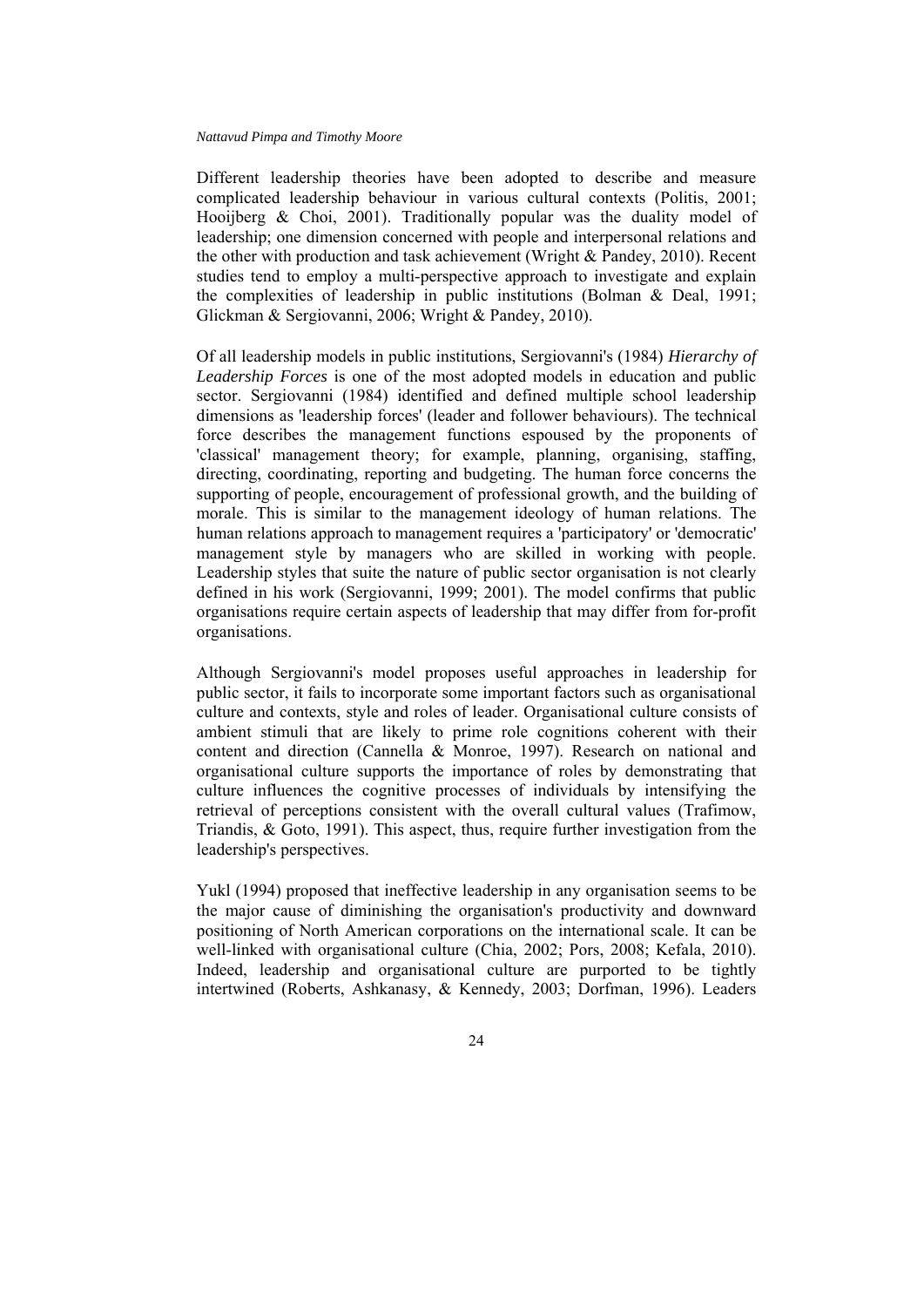Different leadership theories have been adopted to describe and measure complicated leadership behaviour in various cultural contexts (Politis, 2001; Hooijberg & Choi, 2001). Traditionally popular was the duality model of leadership; one dimension concerned with people and interpersonal relations and the other with production and task achievement (Wright & Pandey, 2010). Recent studies tend to employ a multi-perspective approach to investigate and explain the complexities of leadership in public institutions (Bolman & Deal, 1991; Glickman & Sergiovanni, 2006; Wright & Pandey, 2010).

Of all leadership models in public institutions, Sergiovanni's (1984) *Hierarchy of Leadership Forces* is one of the most adopted models in education and public sector. Sergiovanni (1984) identified and defined multiple school leadership dimensions as 'leadership forces' (leader and follower behaviours). The technical force describes the management functions espoused by the proponents of 'classical' management theory; for example, planning, organising, staffing, directing, coordinating, reporting and budgeting. The human force concerns the supporting of people, encouragement of professional growth, and the building of morale. This is similar to the management ideology of human relations. The human relations approach to management requires a 'participatory' or 'democratic' management style by managers who are skilled in working with people. Leadership styles that suite the nature of public sector organisation is not clearly defined in his work (Sergiovanni, 1999; 2001). The model confirms that public organisations require certain aspects of leadership that may differ from for-profit organisations.

Although Sergiovanni's model proposes useful approaches in leadership for public sector, it fails to incorporate some important factors such as organisational culture and contexts, style and roles of leader. Organisational culture consists of ambient stimuli that are likely to prime role cognitions coherent with their content and direction (Cannella & Monroe, 1997). Research on national and organisational culture supports the importance of roles by demonstrating that culture influences the cognitive processes of individuals by intensifying the retrieval of perceptions consistent with the overall cultural values (Trafimow, Triandis, & Goto, 1991). This aspect, thus, require further investigation from the leadership's perspectives.

Yukl (1994) proposed that ineffective leadership in any organisation seems to be the major cause of diminishing the organisation's productivity and downward positioning of North American corporations on the international scale. It can be well-linked with organisational culture (Chia, 2002; Pors, 2008; Kefala, 2010). Indeed, leadership and organisational culture are purported to be tightly intertwined (Roberts, Ashkanasy, & Kennedy, 2003; Dorfman, 1996). Leaders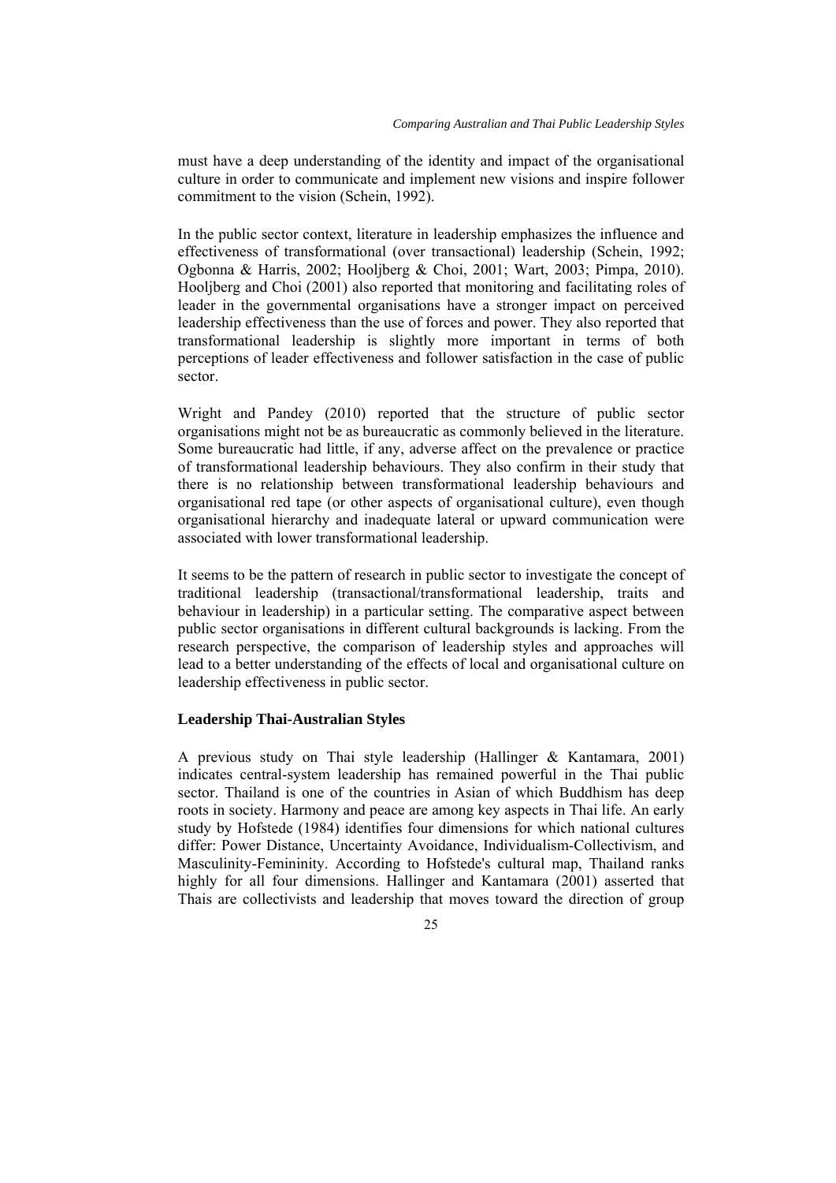must have a deep understanding of the identity and impact of the organisational culture in order to communicate and implement new visions and inspire follower commitment to the vision (Schein, 1992).

In the public sector context, literature in leadership emphasizes the influence and effectiveness of transformational (over transactional) leadership (Schein, 1992; Ogbonna & Harris, 2002; Hooljberg & Choi, 2001; Wart, 2003; Pimpa, 2010). Hooljberg and Choi (2001) also reported that monitoring and facilitating roles of leader in the governmental organisations have a stronger impact on perceived leadership effectiveness than the use of forces and power. They also reported that transformational leadership is slightly more important in terms of both perceptions of leader effectiveness and follower satisfaction in the case of public sector.

Wright and Pandey (2010) reported that the structure of public sector organisations might not be as bureaucratic as commonly believed in the literature. Some bureaucratic had little, if any, adverse affect on the prevalence or practice of transformational leadership behaviours. They also confirm in their study that there is no relationship between transformational leadership behaviours and organisational red tape (or other aspects of organisational culture), even though organisational hierarchy and inadequate lateral or upward communication were associated with lower transformational leadership.

It seems to be the pattern of research in public sector to investigate the concept of traditional leadership (transactional/transformational leadership, traits and behaviour in leadership) in a particular setting. The comparative aspect between public sector organisations in different cultural backgrounds is lacking. From the research perspective, the comparison of leadership styles and approaches will lead to a better understanding of the effects of local and organisational culture on leadership effectiveness in public sector.

### Leadership Thai-Australian Styles

A previous study on Thai style leadership (Hallinger & Kantamara, 2001) indicates central-system leadership has remained powerful in the Thai public sector. Thailand is one of the countries in Asian of which Buddhism has deep roots in society. Harmony and peace are among key aspects in Thai life. An early study by Hofstede (1984) identifies four dimensions for which national cultures differ: Power Distance, Uncertainty Avoidance, Individualism-Collectivism, and Masculinity-Femininity. According to Hofstede's cultural map, Thailand ranks highly for all four dimensions. Hallinger and Kantamara (2001) asserted that Thais are collectivists and leadership that moves toward the direction of group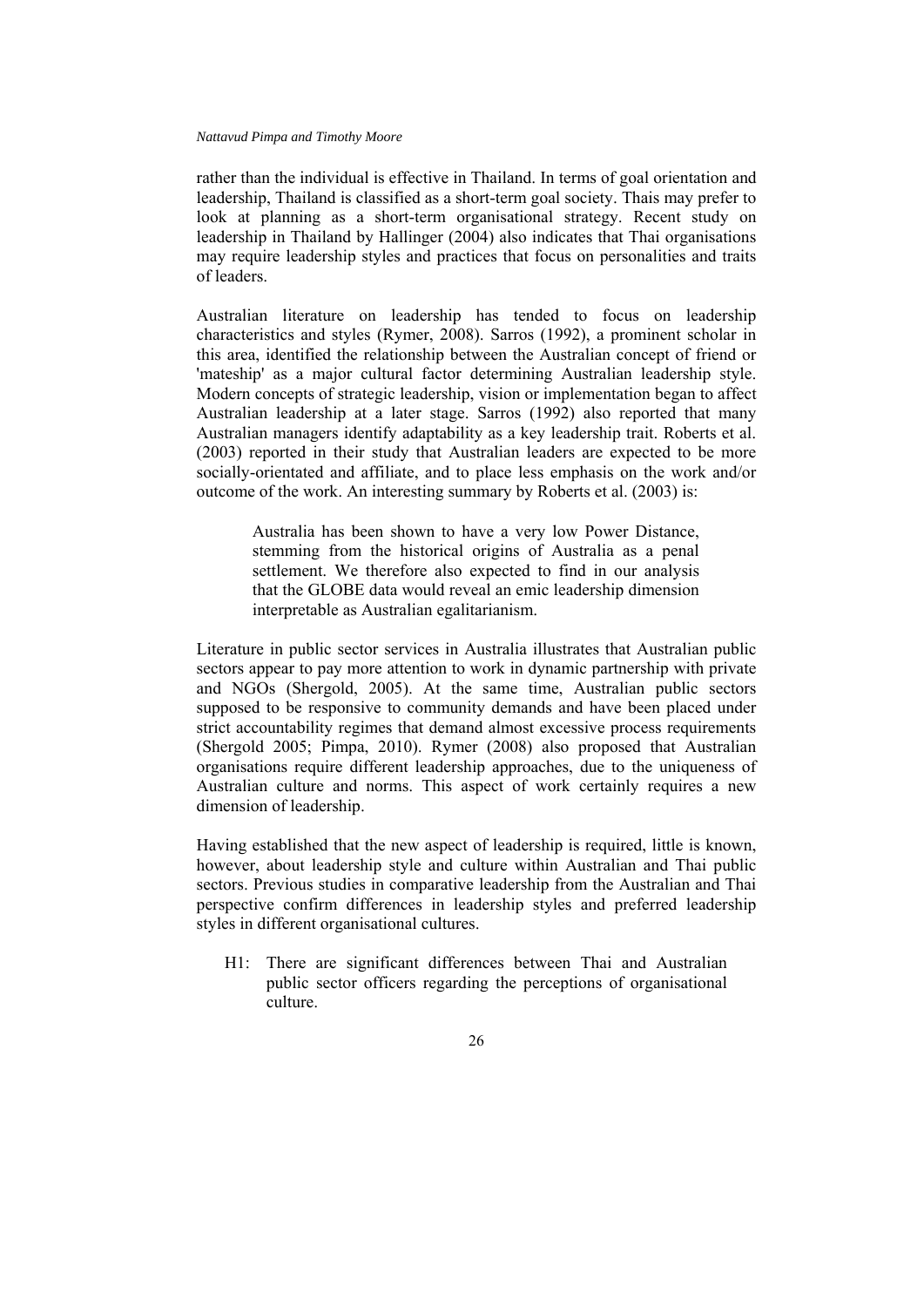rather than the individual is effective in Thailand. In terms of goal orientation and leadership, Thailand is classified as a short-term goal society. Thais may prefer to look at planning as a short-term organisational strategy. Recent study on leadership in Thailand by Hallinger (2004) also indicates that Thai organisations may require leadership styles and practices that focus on personalities and traits of leaders.

Australian literature on leadership has tended to focus on leadership characteristics and styles (Rymer, 2008). Sarros (1992), a prominent scholar in this area, identified the relationship between the Australian concept of friend or 'mateship' as a major cultural factor determining Australian leadership style. Modern concepts of strategic leadership, vision or implementation began to affect Australian leadership at a later stage. Sarros (1992) also reported that many Australian managers identify adaptability as a key leadership trait. Roberts et al. (2003) reported in their study that Australian leaders are expected to be more socially-orientated and affiliate, and to place less emphasis on the work and/or outcome of the work. An interesting summary by Roberts et al. (2003) is:

> Australia has been shown to have a very low Power Distance, stemming from the historical origins of Australia as a penal settlement. We therefore also expected to find in our analysis that the GLOBE data would reveal an emic leadership dimension interpretable as Australian egalitarianism.

Literature in public sector services in Australia illustrates that Australian public sectors appear to pay more attention to work in dynamic partnership with private and NGOs (Shergold, 2005). At the same time, Australian public sectors supposed to be responsive to community demands and have been placed under strict accountability regimes that demand almost excessive process requirements (Shergold 2005; Pimpa, 2010). Rymer (2008) also proposed that Australian organisations require different leadership approaches, due to the uniqueness of Australian culture and norms. This aspect of work certainly requires a new dimension of leadership.

Having established that the new aspect of leadership is required, little is known, however, about leadership style and culture within Australian and Thai public sectors. Previous studies in comparative leadership from the Australian and Thai perspective confirm differences in leadership styles and preferred leadership styles in different organisational cultures.

H1: There are significant differences between Thai and Australian public sector officers regarding the perceptions of organisational culture.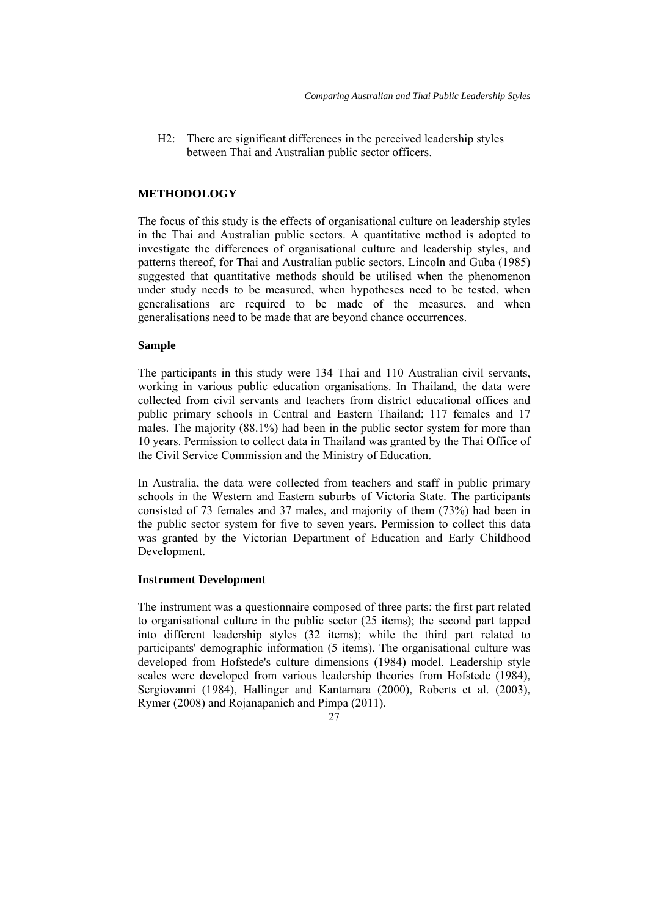H2: There are significant differences in the perceived leadership styles between Thai and Australian public sector officers.

## METHODOLOGY

The focus of this study is the effects of organisational culture on leadership styles in the Thai and Australian public sectors. A quantitative method is adopted to investigate the differences of organisational culture and leadership styles, and patterns thereof, for Thai and Australian public sectors. Lincoln and Guba (1985) suggested that quantitative methods should be utilised when the phenomenon under study needs to be measured, when hypotheses need to be tested, when generalisations are required to be made of the measures, and when generalisations need to be made that are beyond chance occurrences.

### Sample

The participants in this study were 134 Thai and 110 Australian civil servants, working in various public education organisations. In Thailand, the data were collected from civil servants and teachers from district educational offices and public primary schools in Central and Eastern Thailand; 117 females and 17 males. The majority (88.1%) had been in the public sector system for more than 10 years. Permission to collect data in Thailand was granted by the Thai Office of the Civil Service Commission and the Ministry of Education.

In Australia, the data were collected from teachers and staff in public primary schools in the Western and Eastern suburbs of Victoria State. The participants consisted of 73 females and 37 males, and majority of them (73%) had been in the public sector system for five to seven years. Permission to collect this data was granted by the Victorian Department of Education and Early Childhood Development.

### Instrument Development

The instrument was a questionnaire composed of three parts: the first part related to organisational culture in the public sector (25 items); the second part tapped into different leadership styles (32 items); while the third part related to participants' demographic information (5 items). The organisational culture was developed from Hofstede's culture dimensions (1984) model. Leadership style scales were developed from various leadership theories from Hofstede (1984), Sergiovanni (1984), Hallinger and Kantamara (2000), Roberts et al. (2003), Rymer (2008) and Rojanapanich and Pimpa (2011).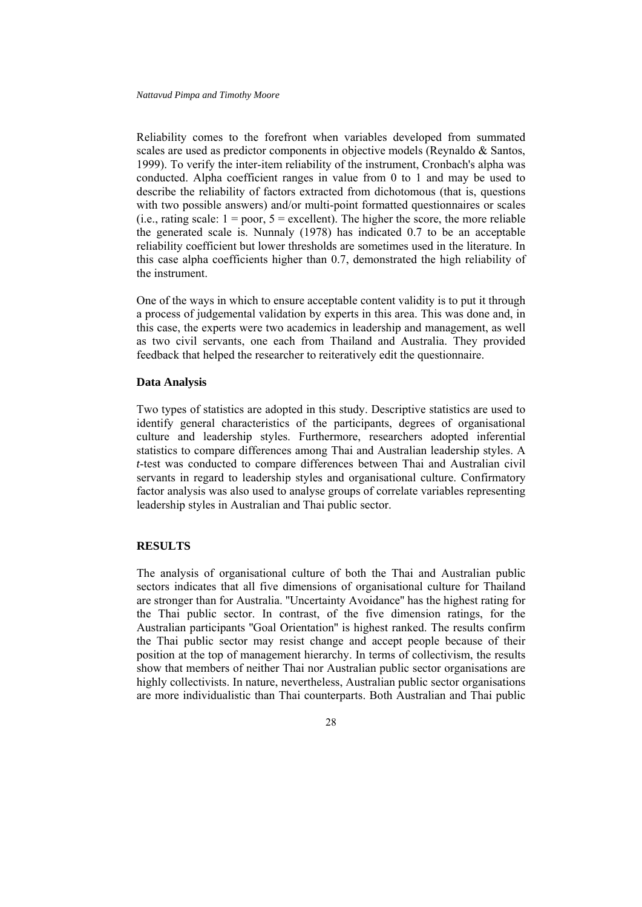Reliability comes to the forefront when variables developed from summated scales are used as predictor components in objective models (Reynaldo & Santos, 1999). To verify the inter-item reliability of the instrument, Cronbach's alpha was conducted. Alpha coefficient ranges in value from 0 to 1 and may be used to describe the reliability of factors extracted from dichotomous (that is, questions with two possible answers) and/or multi-point formatted questionnaires or scales (i.e., rating scale: 1 = poor, 5 = excellent). The higher the score, the more reliable the generated scale is. Nunnaly (1978) has indicated 0.7 to be an acceptable reliability coefficient but lower thresholds are sometimes used in the literature. In this case alpha coefficients higher than 0.7, demonstrated the high reliability of the instrument.

One of the ways in which to ensure acceptable content validity is to put it through a process of judgemental validation by experts in this area. This was done and, in this case, the experts were two academics in leadership and management, as well as two civil servants, one each from Thailand and Australia. They provided feedback that helped the researcher to reiteratively edit the questionnaire.

### Data Analysis

Two types of statistics are adopted in this study. Descriptive statistics are used to identify general characteristics of the participants, degrees of organisational culture and leadership styles. Furthermore, researchers adopted inferential statistics to compare differences among Thai and Australian leadership styles. A *t*-test was conducted to compare differences between Thai and Australian civil servants in regard to leadership styles and organisational culture. Confirmatory factor analysis was also used to analyse groups of correlate variables representing leadership styles in Australian and Thai public sector.

## RESULTS

The analysis of organisational culture of both the Thai and Australian public sectors indicates that all five dimensions of organisational culture for Thailand are stronger than for Australia. "Uncertainty Avoidance" has the highest rating for the Thai public sector. In contrast, of the five dimension ratings, for the Australian participants "Goal Orientation" is highest ranked. The results confirm the Thai public sector may resist change and accept people because of their position at the top of management hierarchy. In terms of collectivism, the results show that members of neither Thai nor Australian public sector organisations are highly collectivists. In nature, nevertheless, Australian public sector organisations are more individualistic than Thai counterparts. Both Australian and Thai public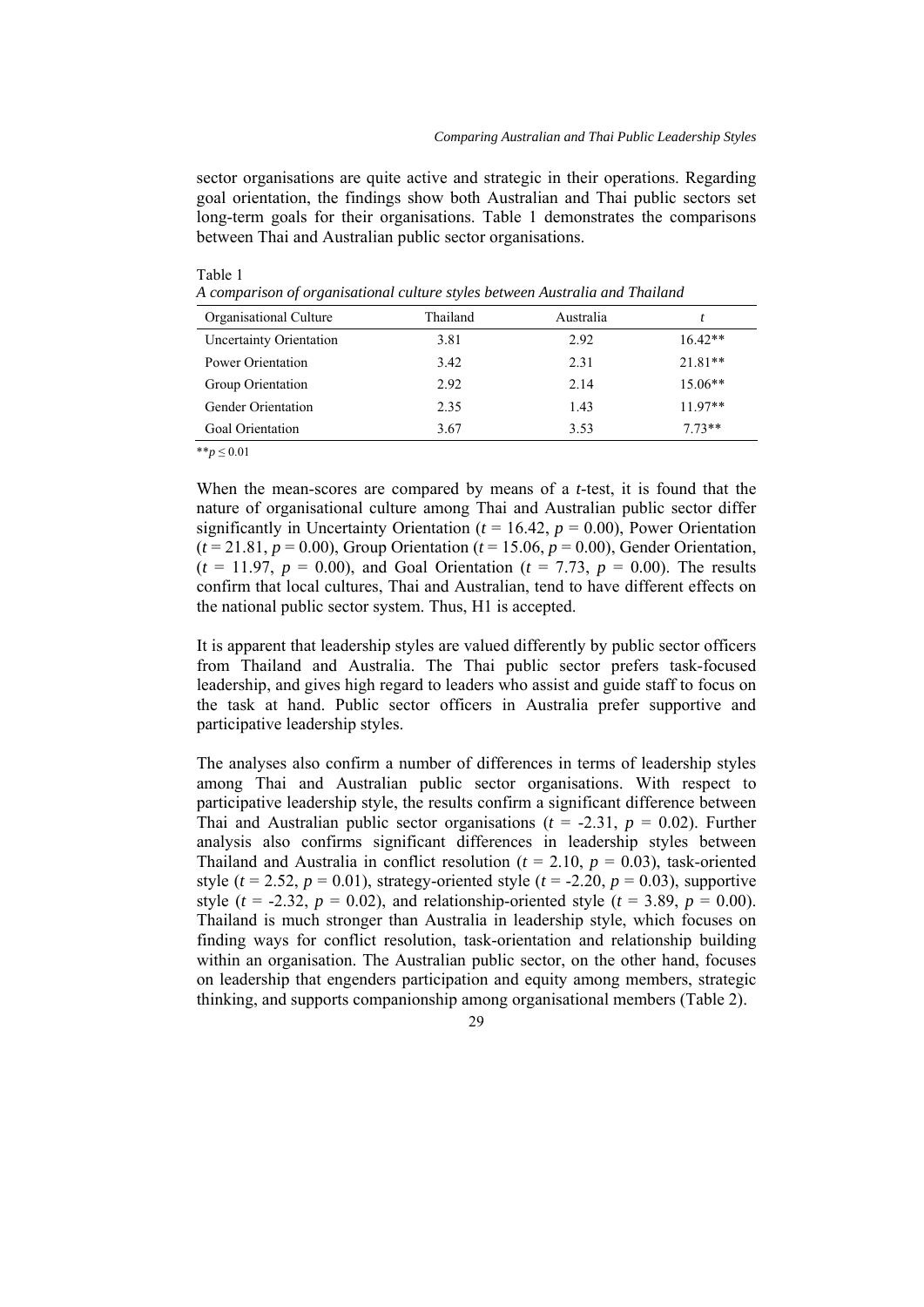sector organisations are quite active and strategic in their operations. Regarding goal orientation, the findings show both Australian and Thai public sectors set long-term goals for their organisations. Table 1 demonstrates the comparisons between Thai and Australian public sector organisations.

Table 1
*A comparison of organisational culture styles between Australia and Thailand*

| Organisational Culture | Thailand | Australia | *t* |
|---|---|---|---|
| Uncertainty Orientation | 3.81 | 2.92 | 16.42** |
| Power Orientation | 3.42 | 2.31 | 21.81** |
| Group Orientation | 2.92 | 2.14 | 15.06** |
| Gender Orientation | 2.35 | 1.43 | 11.97** |
| Goal Orientation | 3.67 | 3.53 | 7.73** |

**$p \leq 0.01$

When the mean-scores are compared by means of a *t*-test, it is found that the nature of organisational culture among Thai and Australian public sector differ significantly in Uncertainty Orientation ($t = 16.42$, $p = 0.00$), Power Orientation ($t = 21.81$, $p = 0.00$), Group Orientation ($t = 15.06$, $p = 0.00$), Gender Orientation, ($t = 11.97$, $p = 0.00$), and Goal Orientation ($t = 7.73$, $p = 0.00$). The results confirm that local cultures, Thai and Australian, tend to have different effects on the national public sector system. Thus, H1 is accepted.

It is apparent that leadership styles are valued differently by public sector officers from Thailand and Australia. The Thai public sector prefers task-focused leadership, and gives high regard to leaders who assist and guide staff to focus on the task at hand. Public sector officers in Australia prefer supportive and participative leadership styles.

The analyses also confirm a number of differences in terms of leadership styles among Thai and Australian public sector organisations. With respect to participative leadership style, the results confirm a significant difference between Thai and Australian public sector organisations ($t = -2.31$, $p = 0.02$). Further analysis also confirms significant differences in leadership styles between Thailand and Australia in conflict resolution ($t = 2.10$, $p = 0.03$), task-oriented style ($t = 2.52$, $p = 0.01$), strategy-oriented style ($t = -2.20$, $p = 0.03$), supportive style ($t = -2.32$, $p = 0.02$), and relationship-oriented style ($t = 3.89$, $p = 0.00$). Thailand is much stronger than Australia in leadership style, which focuses on finding ways for conflict resolution, task-orientation and relationship building within an organisation. The Australian public sector, on the other hand, focuses on leadership that engenders participation and equity among members, strategic thinking, and supports companionship among organisational members (Table 2).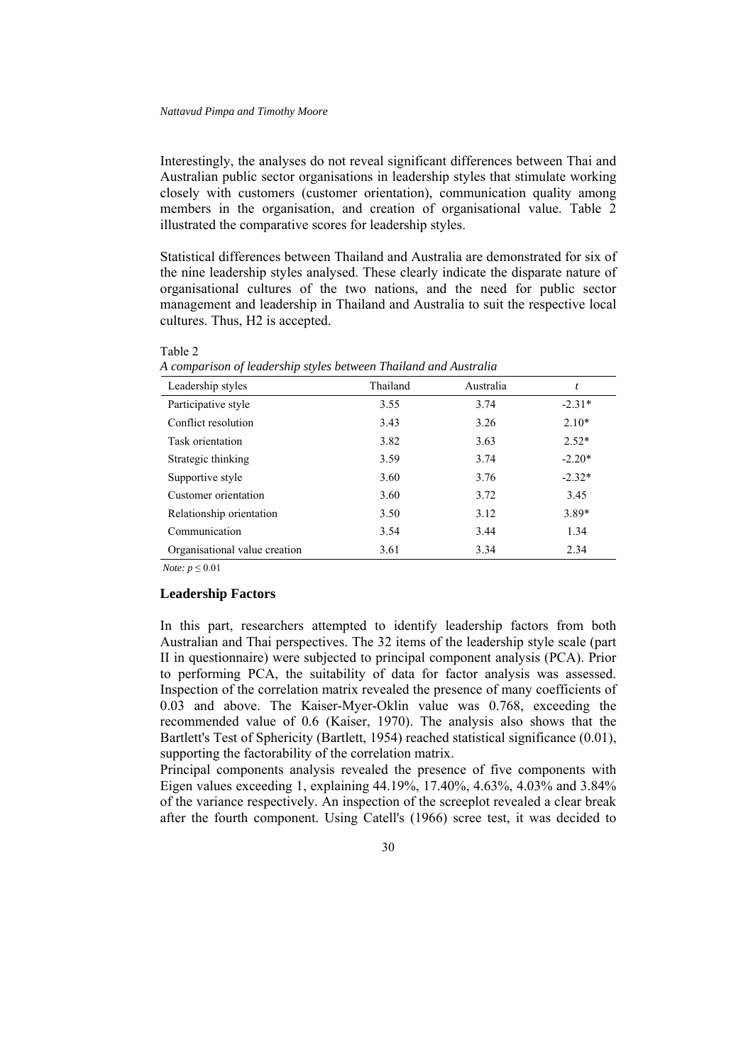Interestingly, the analyses do not reveal significant differences between Thai and Australian public sector organisations in leadership styles that stimulate working closely with customers (customer orientation), communication quality among members in the organisation, and creation of organisational value. Table 2 illustrated the comparative scores for leadership styles.

Statistical differences between Thailand and Australia are demonstrated for six of the nine leadership styles analysed. These clearly indicate the disparate nature of organisational cultures of the two nations, and the need for public sector management and leadership in Thailand and Australia to suit the respective local cultures. Thus, H2 is accepted.

Table 2

*A comparison of leadership styles between Thailand and Australia*

| Leadership styles | Thailand | Australia | $t$ |
|---|---|---|---|
| Participative style | 3.55 | 3.74 | -2.31* |
| Conflict resolution | 3.43 | 3.26 | 2.10* |
| Task orientation | 3.82 | 3.63 | 2.52* |
| Strategic thinking | 3.59 | 3.74 | -2.20* |
| Supportive style | 3.60 | 3.76 | -2.32* |
| Customer orientation | 3.60 | 3.72 | 3.45 |
| Relationship orientation | 3.50 | 3.12 | 3.89* |
| Communication | 3.54 | 3.44 | 1.34 |
| Organisational value creation | 3.61 | 3.34 | 2.34 |

*Note:* $p \leq 0.01$

### Leadership Factors

In this part, researchers attempted to identify leadership factors from both Australian and Thai perspectives. The 32 items of the leadership style scale (part II in questionnaire) were subjected to principal component analysis (PCA). Prior to performing PCA, the suitability of data for factor analysis was assessed. Inspection of the correlation matrix revealed the presence of many coefficients of 0.03 and above. The Kaiser-Myer-Oklin value was 0.768, exceeding the recommended value of 0.6 (Kaiser, 1970). The analysis also shows that the Bartlett's Test of Sphericity (Bartlett, 1954) reached statistical significance (0.01), supporting the factorability of the correlation matrix.

Principal components analysis revealed the presence of five components with Eigen values exceeding 1, explaining 44.19%, 17.40%, 4.63%, 4.03% and 3.84% of the variance respectively. An inspection of the screeplot revealed a clear break after the fourth component. Using Catell's (1966) scree test, it was decided to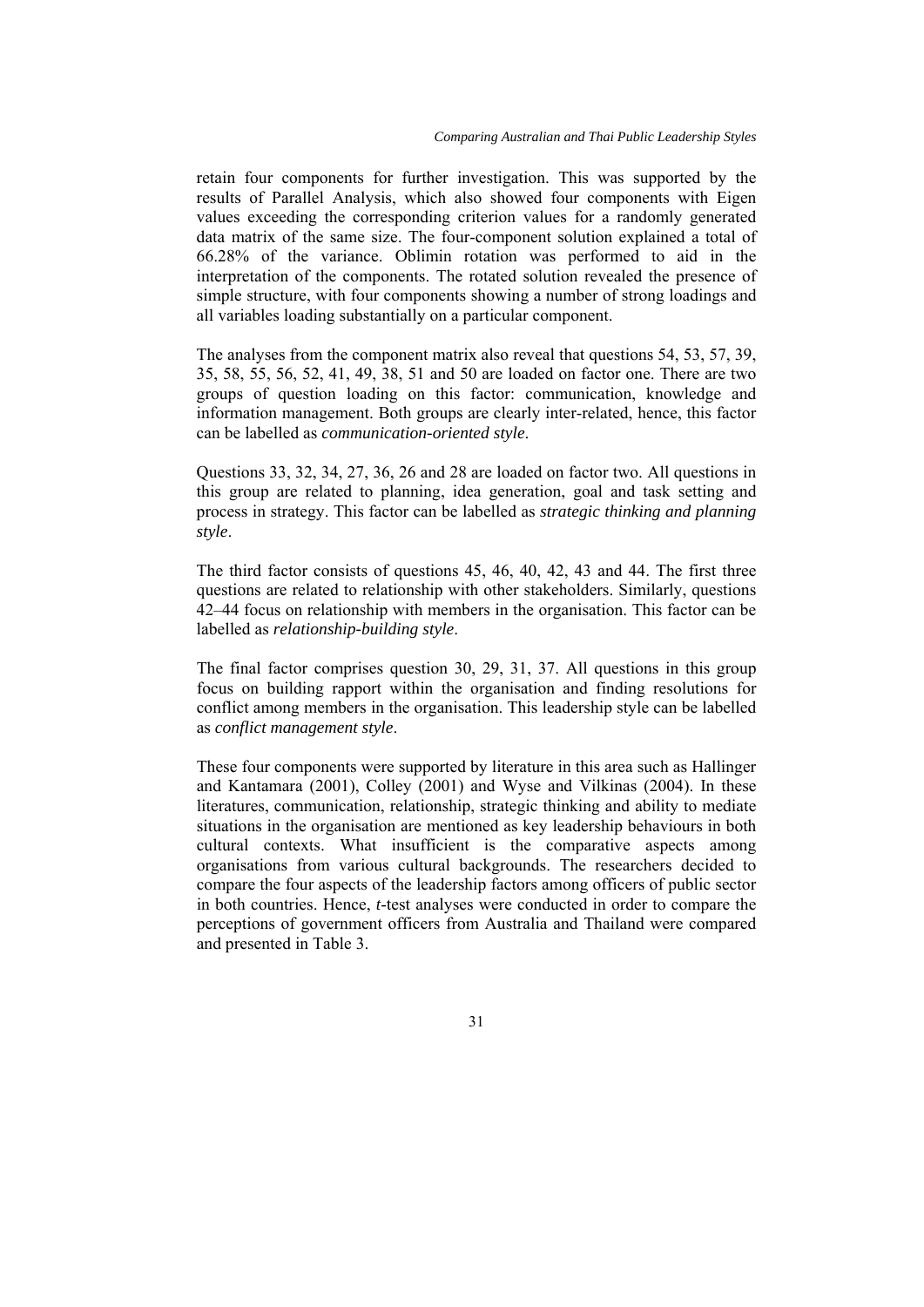retain four components for further investigation. This was supported by the results of Parallel Analysis, which also showed four components with Eigen values exceeding the corresponding criterion values for a randomly generated data matrix of the same size. The four-component solution explained a total of 66.28% of the variance. Oblimin rotation was performed to aid in the interpretation of the components. The rotated solution revealed the presence of simple structure, with four components showing a number of strong loadings and all variables loading substantially on a particular component.

The analyses from the component matrix also reveal that questions 54, 53, 57, 39, 35, 58, 55, 56, 52, 41, 49, 38, 51 and 50 are loaded on factor one. There are two groups of question loading on this factor: communication, knowledge and information management. Both groups are clearly inter-related, hence, this factor can be labelled as *communication-oriented style*.

Questions 33, 32, 34, 27, 36, 26 and 28 are loaded on factor two. All questions in this group are related to planning, idea generation, goal and task setting and process in strategy. This factor can be labelled as *strategic thinking and planning style*.

The third factor consists of questions 45, 46, 40, 42, 43 and 44. The first three questions are related to relationship with other stakeholders. Similarly, questions 42–44 focus on relationship with members in the organisation. This factor can be labelled as *relationship-building style*.

The final factor comprises question 30, 29, 31, 37. All questions in this group focus on building rapport within the organisation and finding resolutions for conflict among members in the organisation. This leadership style can be labelled as *conflict management style*.

These four components were supported by literature in this area such as Hallinger and Kantamara (2001), Colley (2001) and Wyse and Vilkinas (2004). In these literatures, communication, relationship, strategic thinking and ability to mediate situations in the organisation are mentioned as key leadership behaviours in both cultural contexts. What insufficient is the comparative aspects among organisations from various cultural backgrounds. The researchers decided to compare the four aspects of the leadership factors among officers of public sector in both countries. Hence, *t*-test analyses were conducted in order to compare the perceptions of government officers from Australia and Thailand were compared and presented in Table 3.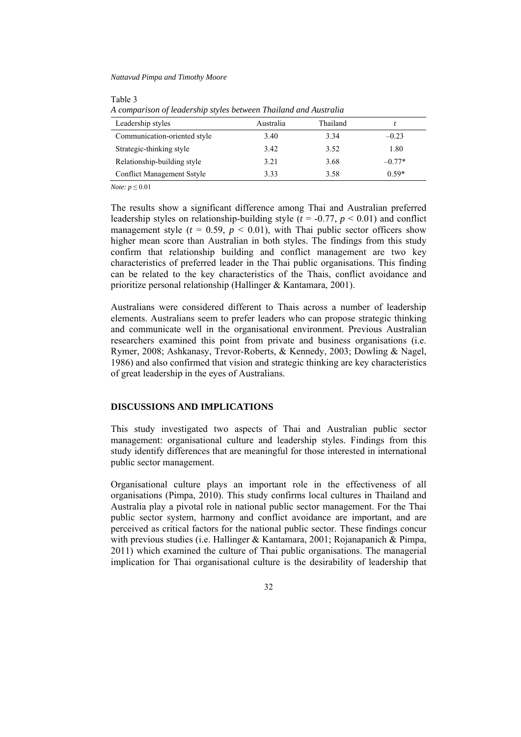Table 3

*A comparison of leadership styles between Thailand and Australia*

| Leadership styles | Australia | Thailand | *t* |
|---|---|---|---|
| Communication-oriented style | 3.40 | 3.34 | –0.23 |
| Strategic-thinking style | 3.42 | 3.52 | 1.80 |
| Relationship-building style | 3.21 | 3.68 | –0.77* |
| Conflict Management Sstyle | 3.33 | 3.58 | 0.59* |

*Note:* $p \leq 0.01$

The results show a significant difference among Thai and Australian preferred leadership styles on relationship-building style ($t = -0.77$, $p < 0.01$) and conflict management style ($t = 0.59$, $p < 0.01$), with Thai public sector officers show higher mean score than Australian in both styles. The findings from this study confirm that relationship building and conflict management are two key characteristics of preferred leader in the Thai public organisations. This finding can be related to the key characteristics of the Thais, conflict avoidance and prioritize personal relationship (Hallinger & Kantamara, 2001).

Australians were considered different to Thais across a number of leadership elements. Australians seem to prefer leaders who can propose strategic thinking and communicate well in the organisational environment. Previous Australian researchers examined this point from private and business organisations (i.e. Rymer, 2008; Ashkanasy, Trevor-Roberts, & Kennedy, 2003; Dowling & Nagel, 1986) and also confirmed that vision and strategic thinking are key characteristics of great leadership in the eyes of Australians.

## DISCUSSIONS AND IMPLICATIONS

This study investigated two aspects of Thai and Australian public sector management: organisational culture and leadership styles. Findings from this study identify differences that are meaningful for those interested in international public sector management.

Organisational culture plays an important role in the effectiveness of all organisations (Pimpa, 2010). This study confirms local cultures in Thailand and Australia play a pivotal role in national public sector management. For the Thai public sector system, harmony and conflict avoidance are important, and are perceived as critical factors for the national public sector. These findings concur with previous studies (i.e. Hallinger & Kantamara, 2001; Rojanapanich & Pimpa, 2011) which examined the culture of Thai public organisations. The managerial implication for Thai organisational culture is the desirability of leadership that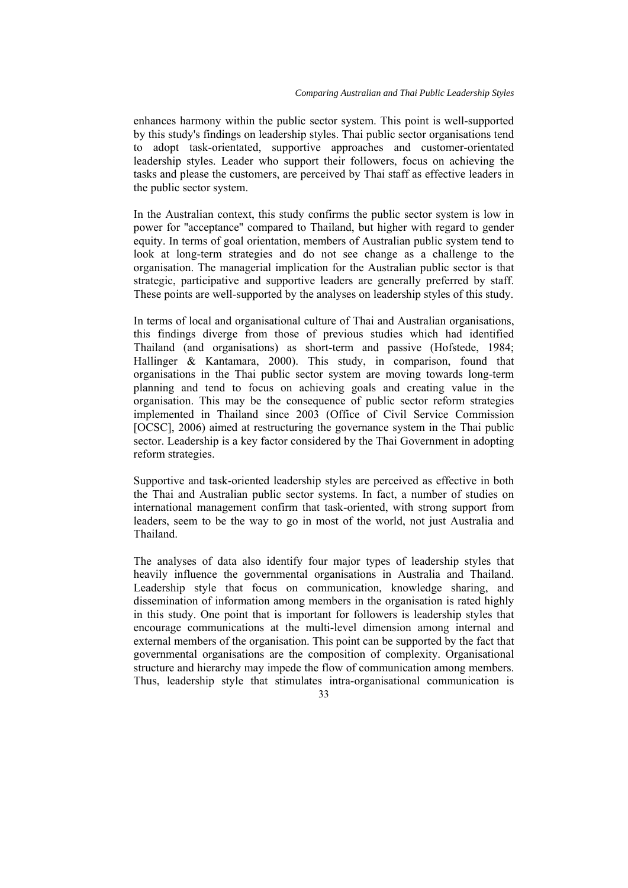enhances harmony within the public sector system. This point is well-supported by this study's findings on leadership styles. Thai public sector organisations tend to adopt task-orientated, supportive approaches and customer-orientated leadership styles. Leader who support their followers, focus on achieving the tasks and please the customers, are perceived by Thai staff as effective leaders in the public sector system.

In the Australian context, this study confirms the public sector system is low in power for "acceptance" compared to Thailand, but higher with regard to gender equity. In terms of goal orientation, members of Australian public system tend to look at long-term strategies and do not see change as a challenge to the organisation. The managerial implication for the Australian public sector is that strategic, participative and supportive leaders are generally preferred by staff. These points are well-supported by the analyses on leadership styles of this study.

In terms of local and organisational culture of Thai and Australian organisations, this findings diverge from those of previous studies which had identified Thailand (and organisations) as short-term and passive (Hofstede, 1984; Hallinger & Kantamara, 2000). This study, in comparison, found that organisations in the Thai public sector system are moving towards long-term planning and tend to focus on achieving goals and creating value in the organisation. This may be the consequence of public sector reform strategies implemented in Thailand since 2003 (Office of Civil Service Commission [OCSC], 2006) aimed at restructuring the governance system in the Thai public sector. Leadership is a key factor considered by the Thai Government in adopting reform strategies.

Supportive and task-oriented leadership styles are perceived as effective in both the Thai and Australian public sector systems. In fact, a number of studies on international management confirm that task-oriented, with strong support from leaders, seem to be the way to go in most of the world, not just Australia and Thailand.

The analyses of data also identify four major types of leadership styles that heavily influence the governmental organisations in Australia and Thailand. Leadership style that focus on communication, knowledge sharing, and dissemination of information among members in the organisation is rated highly in this study. One point that is important for followers is leadership styles that encourage communications at the multi-level dimension among internal and external members of the organisation. This point can be supported by the fact that governmental organisations are the composition of complexity. Organisational structure and hierarchy may impede the flow of communication among members. Thus, leadership style that stimulates intra-organisational communication is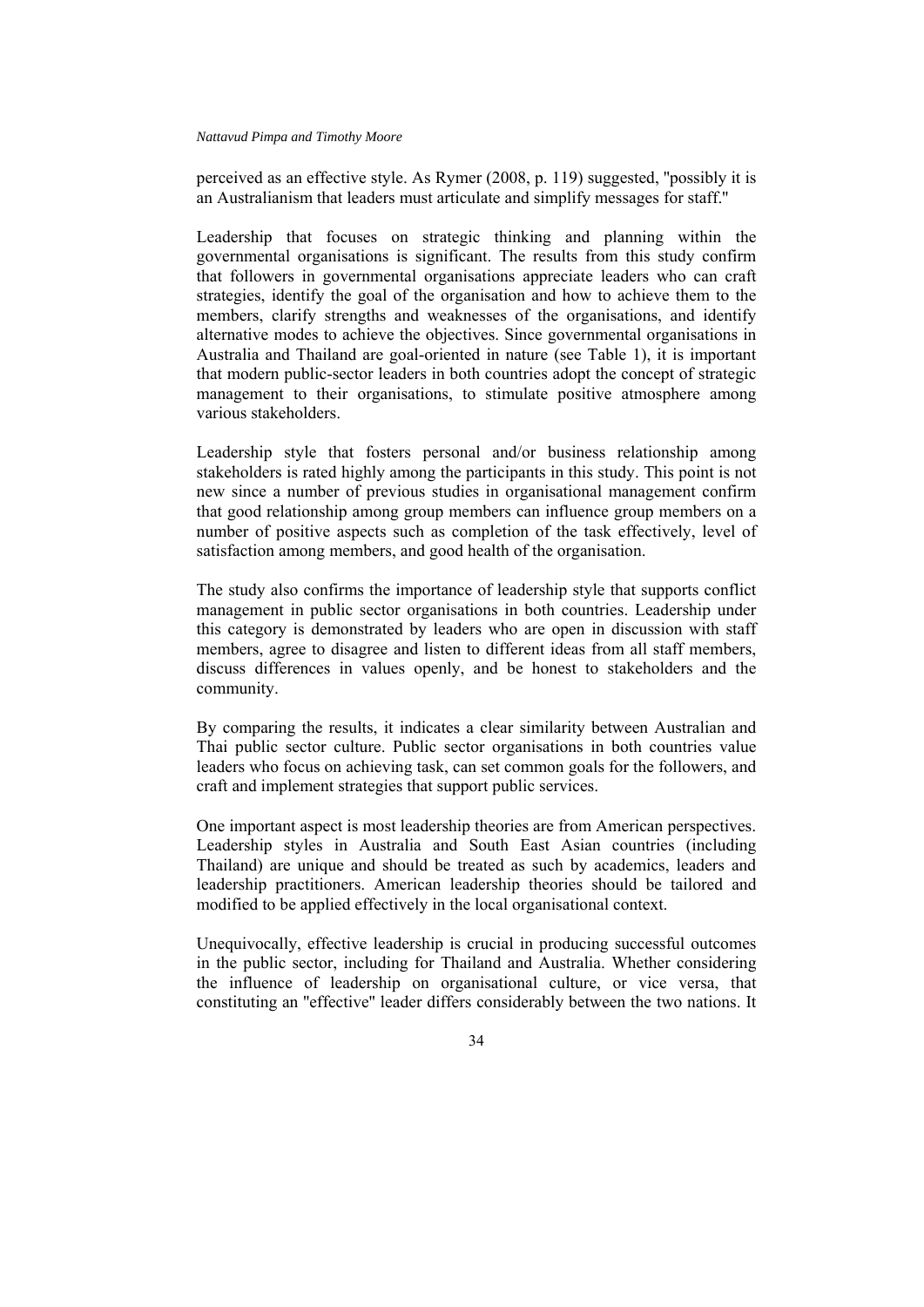perceived as an effective style. As Rymer (2008, p. 119) suggested, "possibly it is an Australianism that leaders must articulate and simplify messages for staff."

Leadership that focuses on strategic thinking and planning within the governmental organisations is significant. The results from this study confirm that followers in governmental organisations appreciate leaders who can craft strategies, identify the goal of the organisation and how to achieve them to the members, clarify strengths and weaknesses of the organisations, and identify alternative modes to achieve the objectives. Since governmental organisations in Australia and Thailand are goal-oriented in nature (see Table 1), it is important that modern public-sector leaders in both countries adopt the concept of strategic management to their organisations, to stimulate positive atmosphere among various stakeholders.

Leadership style that fosters personal and/or business relationship among stakeholders is rated highly among the participants in this study. This point is not new since a number of previous studies in organisational management confirm that good relationship among group members can influence group members on a number of positive aspects such as completion of the task effectively, level of satisfaction among members, and good health of the organisation.

The study also confirms the importance of leadership style that supports conflict management in public sector organisations in both countries. Leadership under this category is demonstrated by leaders who are open in discussion with staff members, agree to disagree and listen to different ideas from all staff members, discuss differences in values openly, and be honest to stakeholders and the community.

By comparing the results, it indicates a clear similarity between Australian and Thai public sector culture. Public sector organisations in both countries value leaders who focus on achieving task, can set common goals for the followers, and craft and implement strategies that support public services.

One important aspect is most leadership theories are from American perspectives. Leadership styles in Australia and South East Asian countries (including Thailand) are unique and should be treated as such by academics, leaders and leadership practitioners. American leadership theories should be tailored and modified to be applied effectively in the local organisational context.

Unequivocally, effective leadership is crucial in producing successful outcomes in the public sector, including for Thailand and Australia. Whether considering the influence of leadership on organisational culture, or vice versa, that constituting an "effective" leader differs considerably between the two nations. It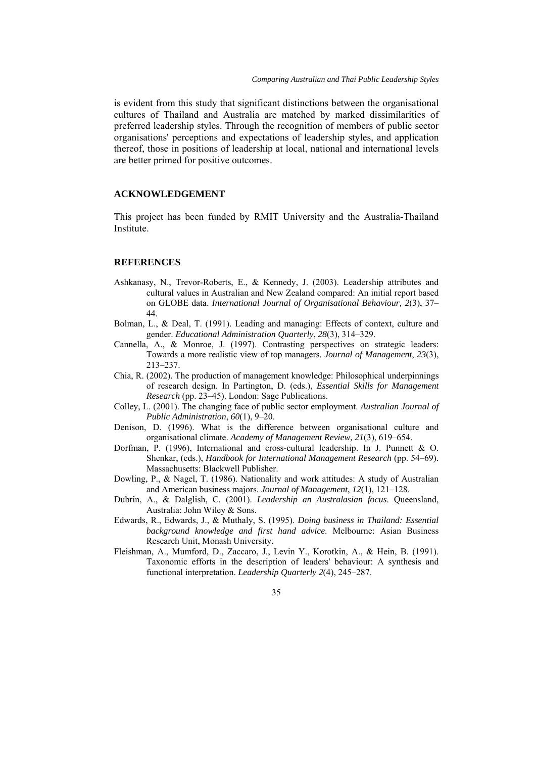is evident from this study that significant distinctions between the organisational cultures of Thailand and Australia are matched by marked dissimilarities of preferred leadership styles. Through the recognition of members of public sector organisations' perceptions and expectations of leadership styles, and application thereof, those in positions of leadership at local, national and international levels are better primed for positive outcomes.

## ACKNOWLEDGEMENT

This project has been funded by RMIT University and the Australia-Thailand Institute.

## REFERENCES

- Ashkanasy, N., Trevor-Roberts, E., & Kennedy, J. (2003). Leadership attributes and cultural values in Australian and New Zealand compared: An initial report based on GLOBE data. *International Journal of Organisational Behaviour, 2*(3), 37–44.
- Bolman, L., & Deal, T. (1991). Leading and managing: Effects of context, culture and gender. *Educational Administration Quarterly*, *28*(3), 314–329.
- Cannella, A., & Monroe, J. (1997). Contrasting perspectives on strategic leaders: Towards a more realistic view of top managers. *Journal of Management*, *23*(3), 213–237.
- Chia, R. (2002). The production of management knowledge: Philosophical underpinnings of research design. In Partington, D. (eds.), *Essential Skills for Management Research* (pp. 23–45). London: Sage Publications.
- Colley, L. (2001). The changing face of public sector employment. *Australian Journal of Public Administration*, *60*(1), 9–20.
- Denison, D. (1996). What is the difference between organisational culture and organisational climate. *Academy of Management Review, 21*(3), 619–654.
- Dorfman, P. (1996), International and cross-cultural leadership. In J. Punnett & O. Shenkar, (eds.), *Handbook for International Management Research* (pp. 54–69). Massachusetts: Blackwell Publisher.
- Dowling, P., & Nagel, T. (1986). Nationality and work attitudes: A study of Australian and American business majors. *Journal of Management*, *12*(1), 121–128.
- Dubrin, A., & Dalglish, C. (2001). *Leadership an Australasian focus*. Queensland, Australia: John Wiley & Sons.
- Edwards, R., Edwards, J., & Muthaly, S. (1995). *Doing business in Thailand: Essential background knowledge and first hand advice*. Melbourne: Asian Business Research Unit, Monash University.
- Fleishman, A., Mumford, D., Zaccaro, J., Levin Y., Korotkin, A., & Hein, B. (1991). Taxonomic efforts in the description of leaders' behaviour: A synthesis and functional interpretation. *Leadership Quarterly 2*(4), 245–287.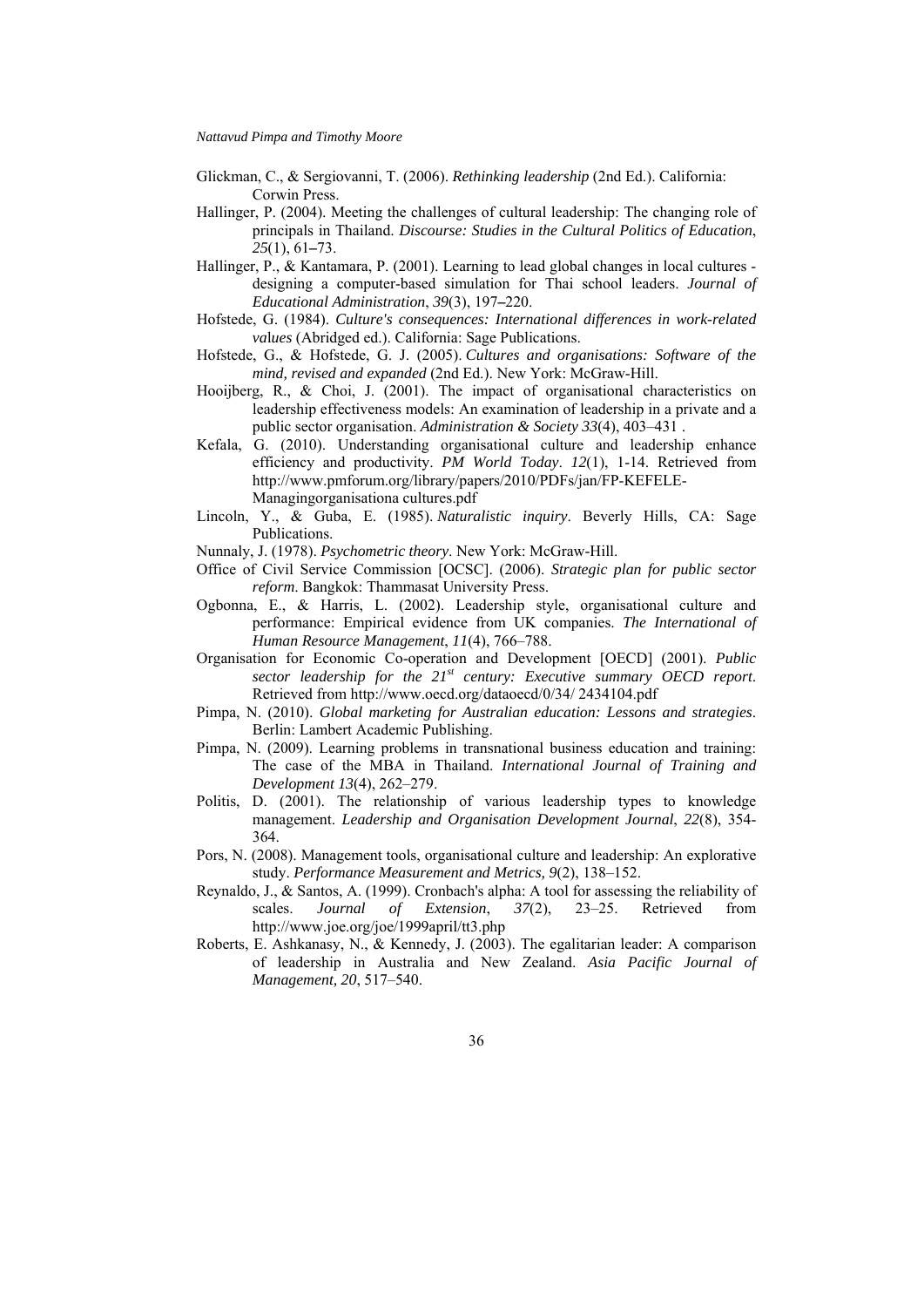Glickman, C., & Sergiovanni, T. (2006). *Rethinking leadership* (2nd Ed.). California: Corwin Press.

Hallinger, P. (2004). Meeting the challenges of cultural leadership: The changing role of principals in Thailand. *Discourse: Studies in the Cultural Politics of Education*, *25*(1), 61–73.

Hallinger, P., & Kantamara, P. (2001). Learning to lead global changes in local cultures - designing a computer-based simulation for Thai school leaders. *Journal of Educational Administration*, *39*(3), 197–220.

Hofstede, G. (1984). *Culture's consequences: International differences in work-related values* (Abridged ed.). California: Sage Publications.

Hofstede, G., & Hofstede, G. J. (2005). *Cultures and organisations: Software of the mind, revised and expanded* (2nd Ed.). New York: McGraw-Hill.

Hooijberg, R., & Choi, J. (2001). The impact of organisational characteristics on leadership effectiveness models: An examination of leadership in a private and a public sector organisation. *Administration & Society 33*(4), 403–431 .

Kefala, G. (2010). Understanding organisational culture and leadership enhance efficiency and productivity. *PM World Today*. *12*(1), 1-14. Retrieved from http://www.pmforum.org/library/papers/2010/PDFs/jan/FP-KEFELE-Managingorganisationa cultures.pdf

Lincoln, Y., & Guba, E. (1985). *Naturalistic inquiry*. Beverly Hills, CA: Sage Publications.

Nunnaly, J. (1978). *Psychometric theory*. New York: McGraw-Hill.

Office of Civil Service Commission [OCSC]. (2006). *Strategic plan for public sector reform*. Bangkok: Thammasat University Press.

Ogbonna, E., & Harris, L. (2002). Leadership style, organisational culture and performance: Empirical evidence from UK companies. *The International of Human Resource Management*, *11*(4), 766–788.

Organisation for Economic Co-operation and Development [OECD] (2001). *Public sector leadership for the 21st century: Executive summary OECD report*. Retrieved from http://www.oecd.org/dataoecd/0/34/ 2434104.pdf

Pimpa, N. (2010). *Global marketing for Australian education: Lessons and strategies*. Berlin: Lambert Academic Publishing.

Pimpa, N. (2009). Learning problems in transnational business education and training: The case of the MBA in Thailand. *International Journal of Training and Development 13*(4), 262–279.

Politis, D. (2001). The relationship of various leadership types to knowledge management. *Leadership and Organisation Development Journal*, *22*(8), 354-364.

Pors, N. (2008). Management tools, organisational culture and leadership: An explorative study. *Performance Measurement and Metrics, 9*(2), 138–152.

Reynaldo, J., & Santos, A. (1999). Cronbach's alpha: A tool for assessing the reliability of scales. *Journal of Extension*, *37*(2), 23–25. Retrieved from http://www.joe.org/joe/1999april/tt3.php

Roberts, E. Ashkanasy, N., & Kennedy, J. (2003). The egalitarian leader: A comparison of leadership in Australia and New Zealand. *Asia Pacific Journal of Management, 20*, 517–540.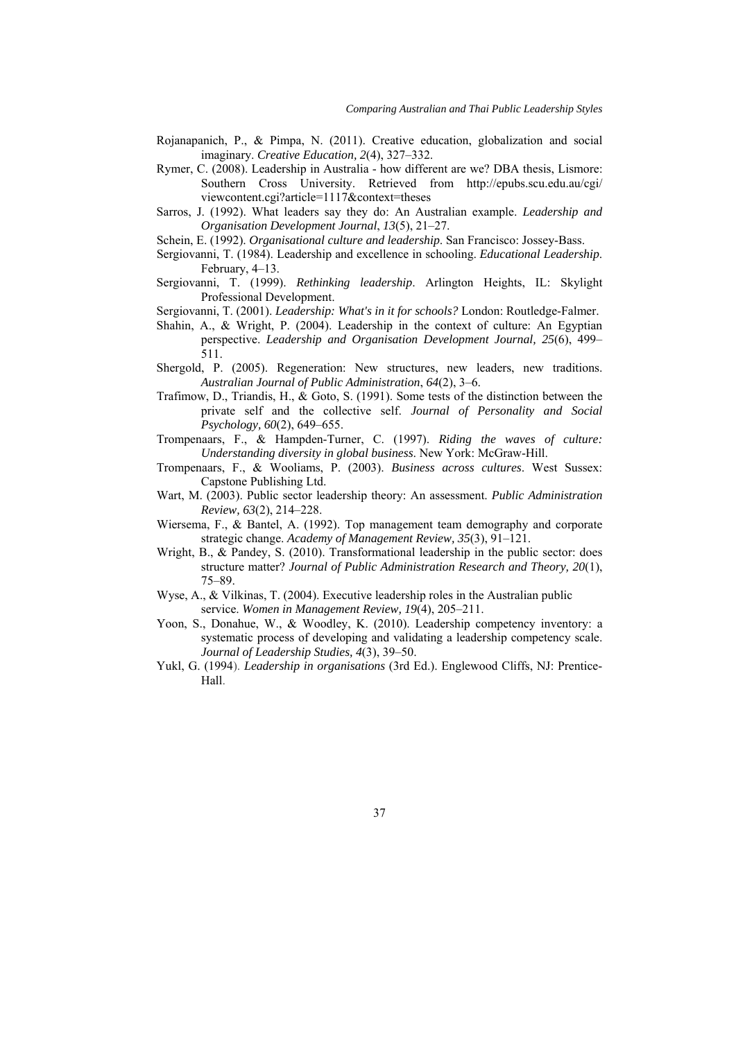Rojanapanich, P., & Pimpa, N. (2011). Creative education, globalization and social imaginary. *Creative Education, 2*(4), 327–332.

Rymer, C. (2008). Leadership in Australia - how different are we? DBA thesis, Lismore: Southern Cross University. Retrieved from http://epubs.scu.edu.au/cgi/viewcontent.cgi?article=1117&context=theses

Sarros, J. (1992). What leaders say they do: An Australian example. *Leadership and Organisation Development Journal*, *13*(5), 21–27.

Schein, E. (1992). *Organisational culture and leadership*. San Francisco: Jossey-Bass.

Sergiovanni, T. (1984). Leadership and excellence in schooling. *Educational Leadership*. February, 4–13.

Sergiovanni, T. (1999). *Rethinking leadership*. Arlington Heights, IL: Skylight Professional Development.

Sergiovanni, T. (2001). *Leadership: What's in it for schools?* London: Routledge-Falmer.

Shahin, A., & Wright, P. (2004). Leadership in the context of culture: An Egyptian perspective. *Leadership and Organisation Development Journal, 25*(6), 499–511.

Shergold, P. (2005). Regeneration: New structures, new leaders, new traditions. *Australian Journal of Public Administration*, *64*(2), 3–6.

Trafimow, D., Triandis, H., & Goto, S. (1991). Some tests of the distinction between the private self and the collective self. *Journal of Personality and Social Psychology, 60*(2), 649–655.

Trompenaars, F., & Hampden-Turner, C. (1997). *Riding the waves of culture: Understanding diversity in global business*. New York: McGraw-Hill.

Trompenaars, F., & Wooliams, P. (2003). *Business across cultures*. West Sussex: Capstone Publishing Ltd.

Wart, M. (2003). Public sector leadership theory: An assessment. *Public Administration Review, 63*(2), 214–228.

Wiersema, F., & Bantel, A. (1992). Top management team demography and corporate strategic change. *Academy of Management Review, 35*(3), 91–121.

Wright, B., & Pandey, S. (2010). Transformational leadership in the public sector: does structure matter? *Journal of Public Administration Research and Theory, 20*(1), 75–89.

Wyse, A., & Vilkinas, T. (2004). Executive leadership roles in the Australian public service. *Women in Management Review, 19*(4), 205–211.

Yoon, S., Donahue, W., & Woodley, K. (2010). Leadership competency inventory: a systematic process of developing and validating a leadership competency scale. *Journal of Leadership Studies, 4*(3), 39–50.

Yukl, G. (1994). *Leadership in organisations* (3rd Ed.). Englewood Cliffs, NJ: Prentice-Hall.